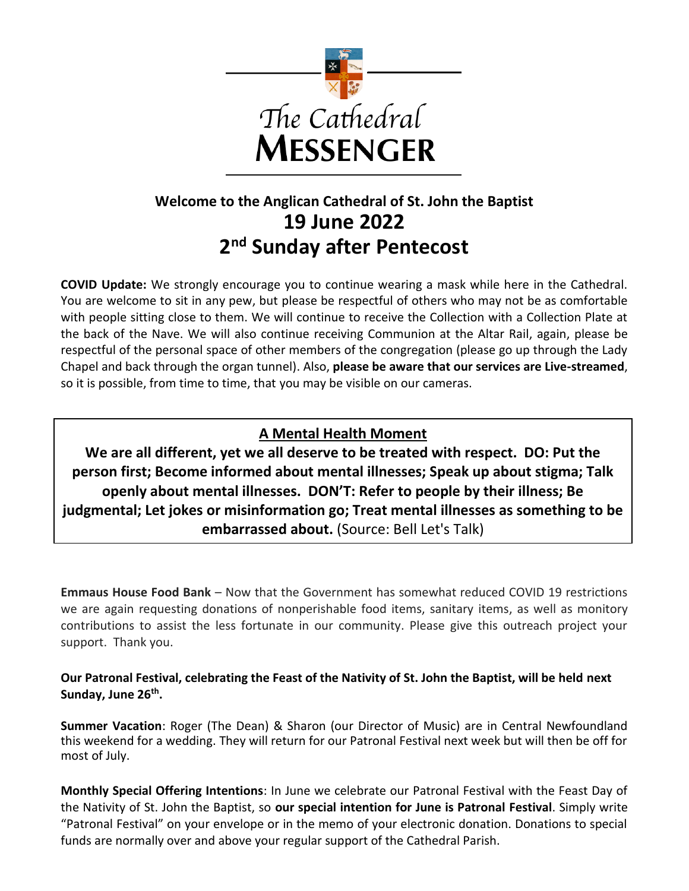# The Cathedral MESSENGER

## Welcome to the Anglican Cathedral of St. John the Baptist

## 19 June 2022

## 2nd Sunday after Pentecost

**COVID Update:** We strongly encourage you to continue wearing a mask while here in the Cathedral. You are welcome to sit in any pew, but please be respectful of others who may not be as comfortable with people sitting close to them. We will continue to receive the Collection with a Collection Plate at the back of the Nave. We will also continue receiving Communion at the Altar Rail, again, please be respectful of the personal space of other members of the congregation (please go up through the Lady Chapel and back through the organ tunnel). Also, **please be aware that our services are Live-streamed**, so it is possible, from time to time, that you may be visible on our cameras.

### A Mental Health Moment

**We are all different, yet we all deserve to be treated with respect. DO: Put the person first; Become informed about mental illnesses; Speak up about stigma; Talk openly about mental illnesses. DON'T: Refer to people by their illness; Be judgmental; Let jokes or misinformation go; Treat mental illnesses as something to be embarrassed about.** (Source: Bell Let's Talk)

**Emmaus House Food Bank** – Now that the Government has somewhat reduced COVID 19 restrictions we are again requesting donations of nonperishable food items, sanitary items, as well as monitory contributions to assist the less fortunate in our community. Please give this outreach project your support. Thank you.

**Our Patronal Festival, celebrating the Feast of the Nativity of St. John the Baptist, will be held next Sunday, June 26th.**

**Summer Vacation**: Roger (The Dean) & Sharon (our Director of Music) are in Central Newfoundland this weekend for a wedding. They will return for our Patronal Festival next week but will then be off for most of July.

**Monthly Special Offering Intentions**: In June we celebrate our Patronal Festival with the Feast Day of the Nativity of St. John the Baptist, so **our special intention for June is Patronal Festival**. Simply write "Patronal Festival" on your envelope or in the memo of your electronic donation. Donations to special funds are normally over and above your regular support of the Cathedral Parish.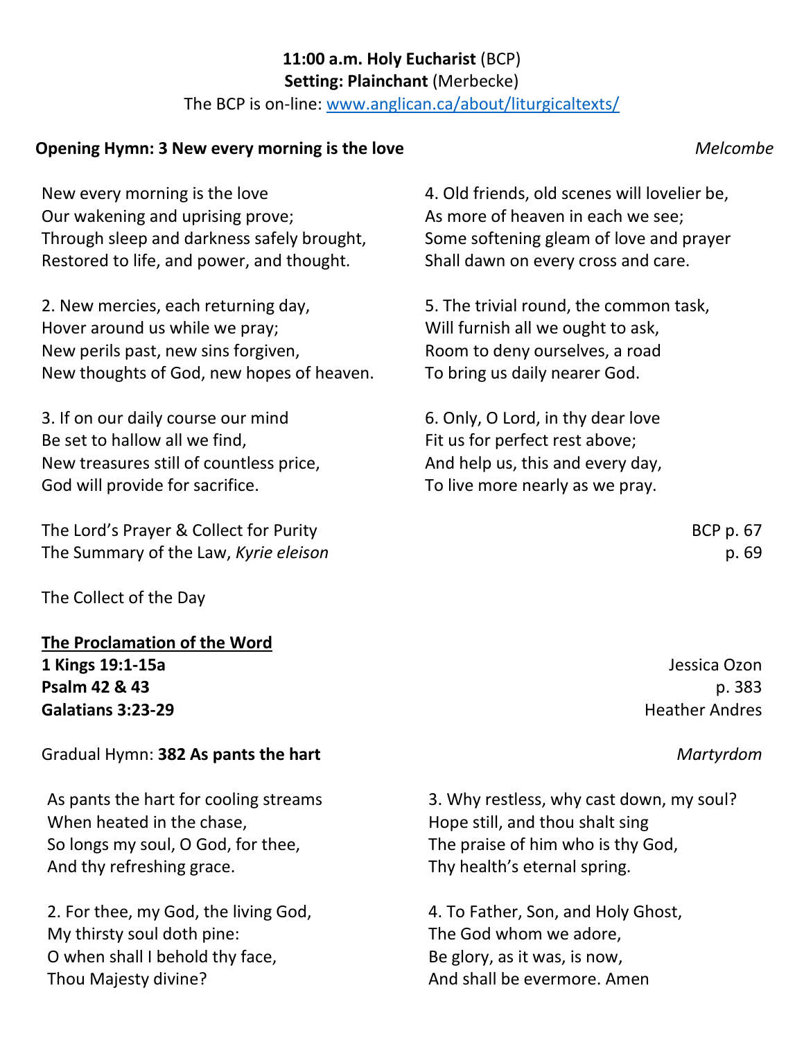**11:00 a.m. Holy Eucharist** (BCP)
**Setting: Plainchant** (Merbecke)
The BCP is on-line: www.anglican.ca/about/liturgicaltexts/

**Opening Hymn: 3 New every morning is the love** *Melcombe*

New every morning is the love
Our wakening and uprising prove;
Through sleep and darkness safely brought,
Restored to life, and power, and thought.

2. New mercies, each returning day,
Hover around us while we pray;
New perils past, new sins forgiven,
New thoughts of God, new hopes of heaven.

3. If on our daily course our mind
Be set to hallow all we find,
New treasures still of countless price,
God will provide for sacrifice.

4. Old friends, old scenes will lovelier be,
As more of heaven in each we see;
Some softening gleam of love and prayer
Shall dawn on every cross and care.

5. The trivial round, the common task,
Will furnish all we ought to ask,
Room to deny ourselves, a road
To bring us daily nearer God.

6. Only, O Lord, in thy dear love
Fit us for perfect rest above;
And help us, this and every day,
To live more nearly as we pray.

The Lord's Prayer & Collect for Purity — BCP p. 67
The Summary of the Law, *Kyrie eleison* — p. 69

The Collect of the Day

**The Proclamation of the Word**

**1 Kings 19:1-15a** — Jessica Ozon
**Psalm 42 & 43** — p. 383
**Galatians 3:23-29** — Heather Andres

Gradual Hymn: **382 As pants the hart** *Martyrdom*

As pants the hart for cooling streams
When heated in the chase,
So longs my soul, O God, for thee,
And thy refreshing grace.

2. For thee, my God, the living God,
My thirsty soul doth pine:
O when shall I behold thy face,
Thou Majesty divine?

3. Why restless, why cast down, my soul?
Hope still, and thou shalt sing
The praise of him who is thy God,
Thy health's eternal spring.

4. To Father, Son, and Holy Ghost,
The God whom we adore,
Be glory, as it was, is now,
And shall be evermore. Amen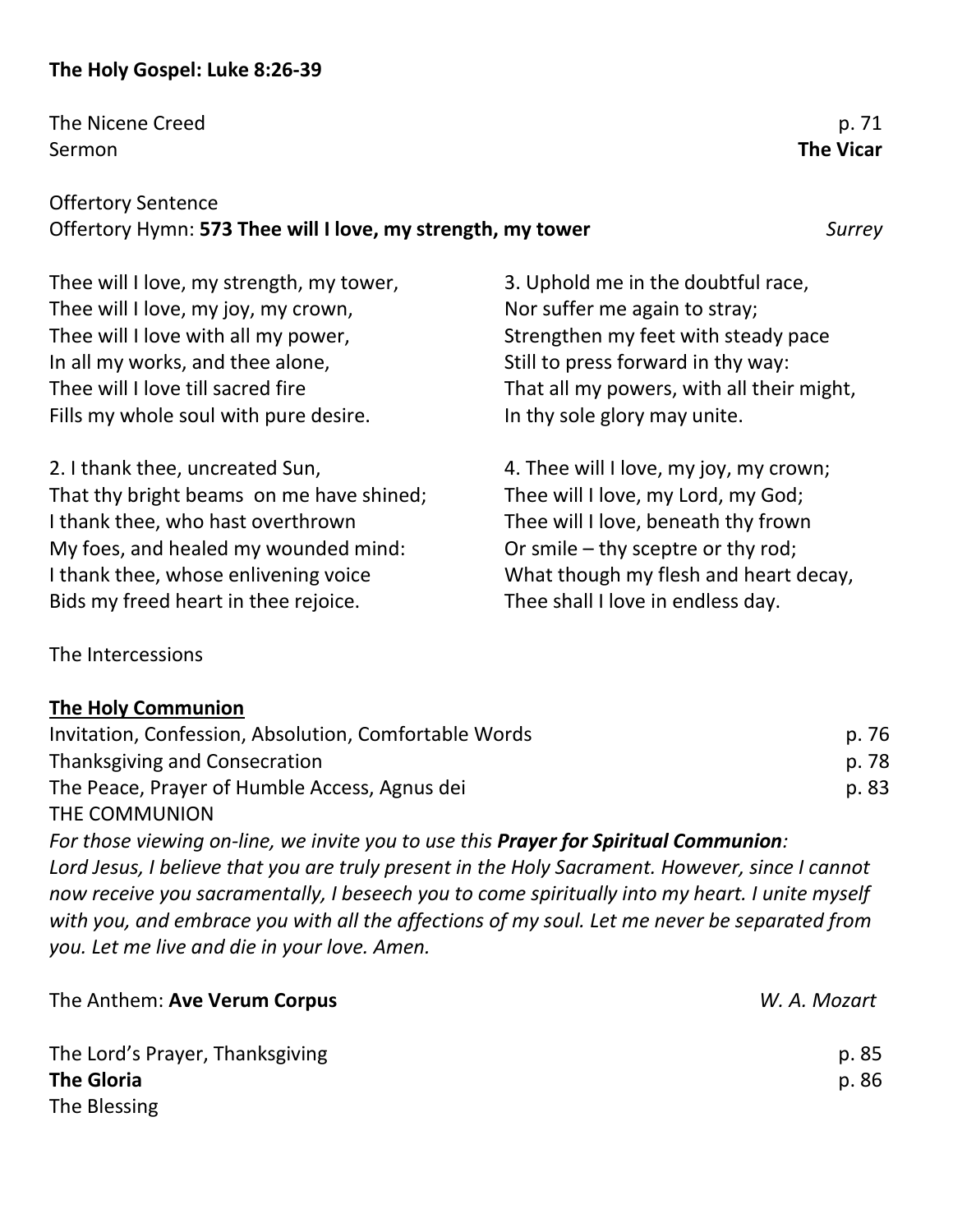**The Holy Gospel: Luke 8:26-39**

The Nicene Creed p. 71
Sermon **The Vicar**

Offertory Sentence
Offertory Hymn: **573 Thee will I love, my strength, my tower** *Surrey*

Thee will I love, my strength, my tower,
Thee will I love, my joy, my crown,
Thee will I love with all my power,
In all my works, and thee alone,
Thee will I love till sacred fire
Fills my whole soul with pure desire.

2. I thank thee, uncreated Sun,
That thy bright beams on me have shined;
I thank thee, who hast overthrown
My foes, and healed my wounded mind:
I thank thee, whose enlivening voice
Bids my freed heart in thee rejoice.

3. Uphold me in the doubtful race,
Nor suffer me again to stray;
Strengthen my feet with steady pace
Still to press forward in thy way:
That all my powers, with all their might,
In thy sole glory may unite.

4. Thee will I love, my joy, my crown;
Thee will I love, my Lord, my God;
Thee will I love, beneath thy frown
Or smile – thy sceptre or thy rod;
What though my flesh and heart decay,
Thee shall I love in endless day.

The Intercessions

**<u>The Holy Communion</u>**

Invitation, Confession, Absolution, Comfortable Words p. 76
Thanksgiving and Consecration p. 78
The Peace, Prayer of Humble Access, Agnus dei p. 83
THE COMMUNION

*For those viewing on-line, we invite you to use this **Prayer for Spiritual Communion**:*
*Lord Jesus, I believe that you are truly present in the Holy Sacrament. However, since I cannot now receive you sacramentally, I beseech you to come spiritually into my heart. I unite myself with you, and embrace you with all the affections of my soul. Let me never be separated from you. Let me live and die in your love. Amen.*

The Anthem: **Ave Verum Corpus** *W. A. Mozart*

The Lord's Prayer, Thanksgiving p. 85
**The Gloria** p. 86
The Blessing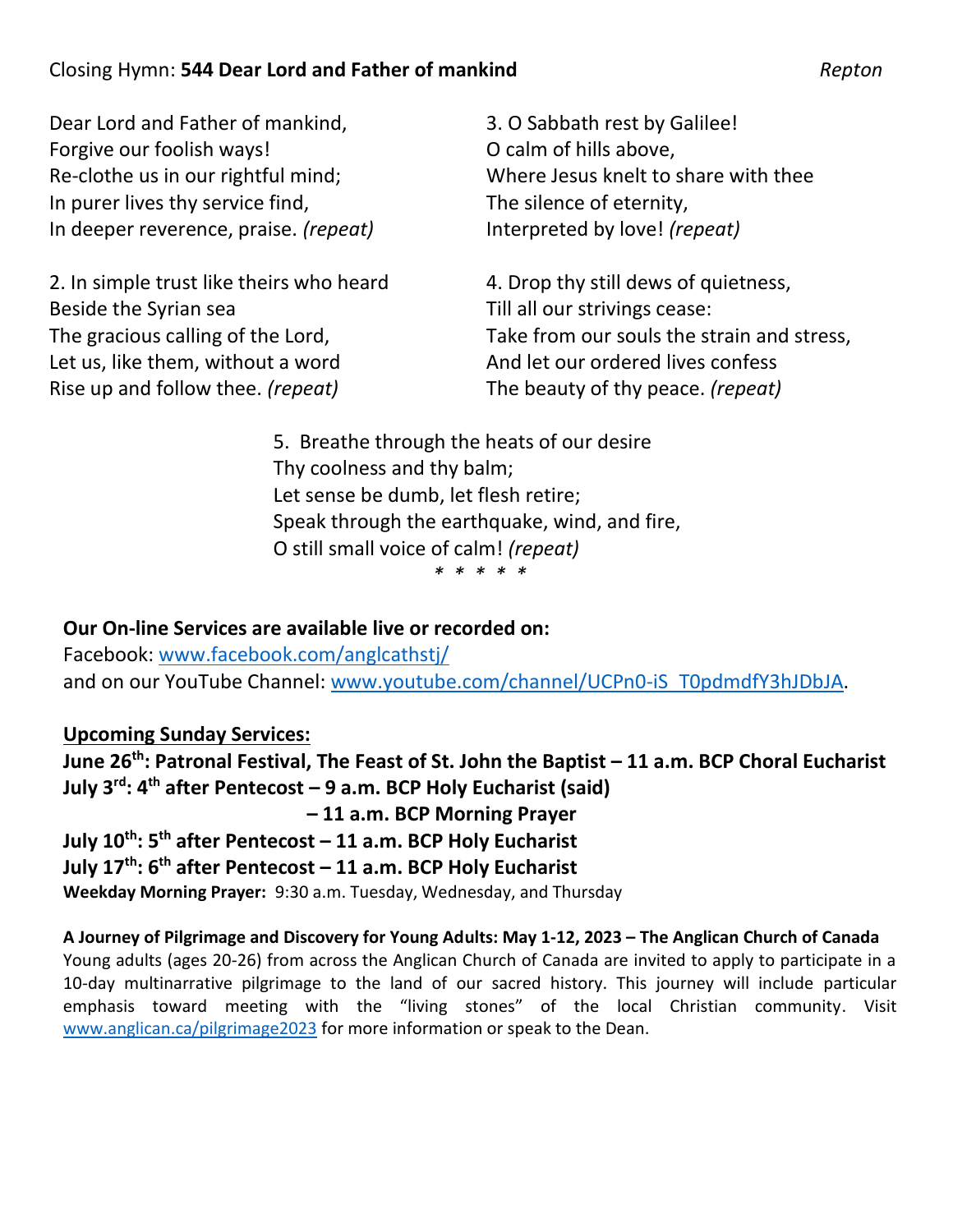Closing Hymn: **544 Dear Lord and Father of mankind** *Repton*

Dear Lord and Father of mankind,
Forgive our foolish ways!
Re-clothe us in our rightful mind;
In purer lives thy service find,
In deeper reverence, praise. *(repeat)*

2. In simple trust like theirs who heard
Beside the Syrian sea
The gracious calling of the Lord,
Let us, like them, without a word
Rise up and follow thee. *(repeat)*

3. O Sabbath rest by Galilee!
O calm of hills above,
Where Jesus knelt to share with thee
The silence of eternity,
Interpreted by love! *(repeat)*

4. Drop thy still dews of quietness,
Till all our strivings cease:
Take from our souls the strain and stress,
And let our ordered lives confess
The beauty of thy peace. *(repeat)*

5. Breathe through the heats of our desire
Thy coolness and thy balm;
Let sense be dumb, let flesh retire;
Speak through the earthquake, wind, and fire,
O still small voice of calm! *(repeat)*

\* \* \* \* \*

**Our On-line Services are available live or recorded on:**
Facebook: www.facebook.com/anglcathstj/
and on our YouTube Channel: www.youtube.com/channel/UCPn0-iS_T0pdmdfY3hJDbJA.

**Upcoming Sunday Services:**

**June 26th: Patronal Festival, The Feast of St. John the Baptist – 11 a.m. BCP Choral Eucharist**
**July 3rd: 4th after Pentecost – 9 a.m. BCP Holy Eucharist (said)**
**– 11 a.m. BCP Morning Prayer**
**July 10th: 5th after Pentecost – 11 a.m. BCP Holy Eucharist**
**July 17th: 6th after Pentecost – 11 a.m. BCP Holy Eucharist**
**Weekday Morning Prayer:** 9:30 a.m. Tuesday, Wednesday, and Thursday

**A Journey of Pilgrimage and Discovery for Young Adults: May 1-12, 2023 – The Anglican Church of Canada**
Young adults (ages 20-26) from across the Anglican Church of Canada are invited to apply to participate in a 10-day multinarrative pilgrimage to the land of our sacred history. This journey will include particular emphasis toward meeting with the "living stones" of the local Christian community. Visit www.anglican.ca/pilgrimage2023 for more information or speak to the Dean.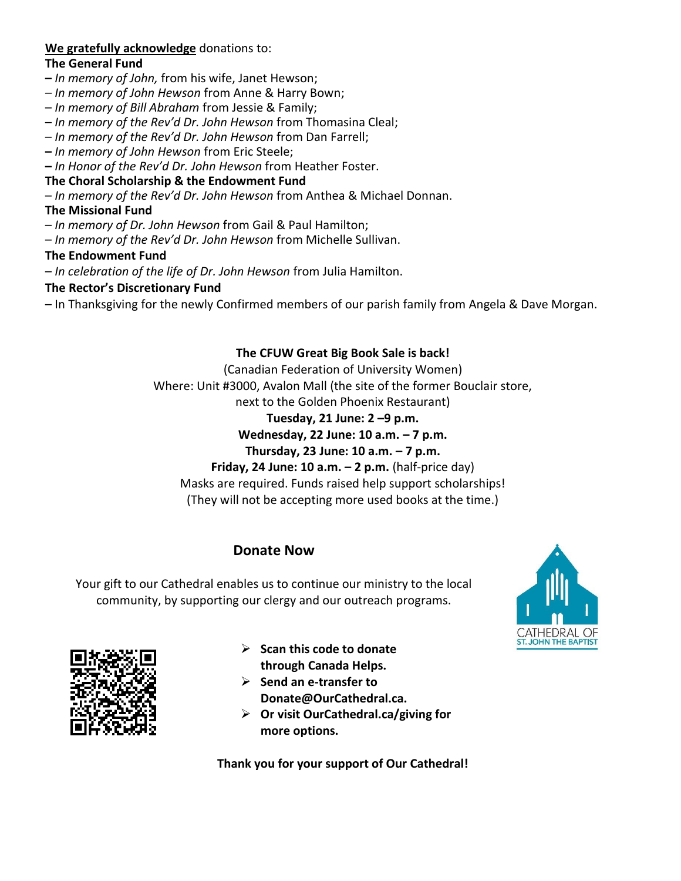**<u>We gratefully acknowledge</u>** donations to:

**The General Fund**

– *In memory of John,* from his wife, Janet Hewson;
– *In memory of John Hewson* from Anne & Harry Bown;
– *In memory of Bill Abraham* from Jessie & Family;
– *In memory of the Rev'd Dr. John Hewson* from Thomasina Cleal;
– *In memory of the Rev'd Dr. John Hewson* from Dan Farrell;
– *In memory of John Hewson* from Eric Steele;
– *In Honor of the Rev'd Dr. John Hewson* from Heather Foster.

**The Choral Scholarship & the Endowment Fund**

– *In memory of the Rev'd Dr. John Hewson* from Anthea & Michael Donnan.

**The Missional Fund**

– *In memory of Dr. John Hewson* from Gail & Paul Hamilton;
– *In memory of the Rev'd Dr. John Hewson* from Michelle Sullivan.

**The Endowment Fund**

– *In celebration of the life of Dr. John Hewson* from Julia Hamilton.

**The Rector's Discretionary Fund**

– In Thanksgiving for the newly Confirmed members of our parish family from Angela & Dave Morgan.

**The CFUW Great Big Book Sale is back!**

(Canadian Federation of University Women)
Where: Unit #3000, Avalon Mall (the site of the former Bouclair store, next to the Golden Phoenix Restaurant)

**Tuesday, 21 June: 2 –9 p.m.**
**Wednesday, 22 June: 10 a.m. – 7 p.m.**
**Thursday, 23 June: 10 a.m. – 7 p.m.**
**Friday, 24 June: 10 a.m. – 2 p.m.** (half-price day)

Masks are required. Funds raised help support scholarships!
(They will not be accepting more used books at the time.)

## Donate Now

Your gift to our Cathedral enables us to continue our ministry to the local community, by supporting our clergy and our outreach programs.

CATHEDRAL OF ST. JOHN THE BAPTIST

- **Scan this code to donate through Canada Helps.**
- **Send an e-transfer to Donate@OurCathedral.ca.**
- **Or visit OurCathedral.ca/giving for more options.**

**Thank you for your support of Our Cathedral!**